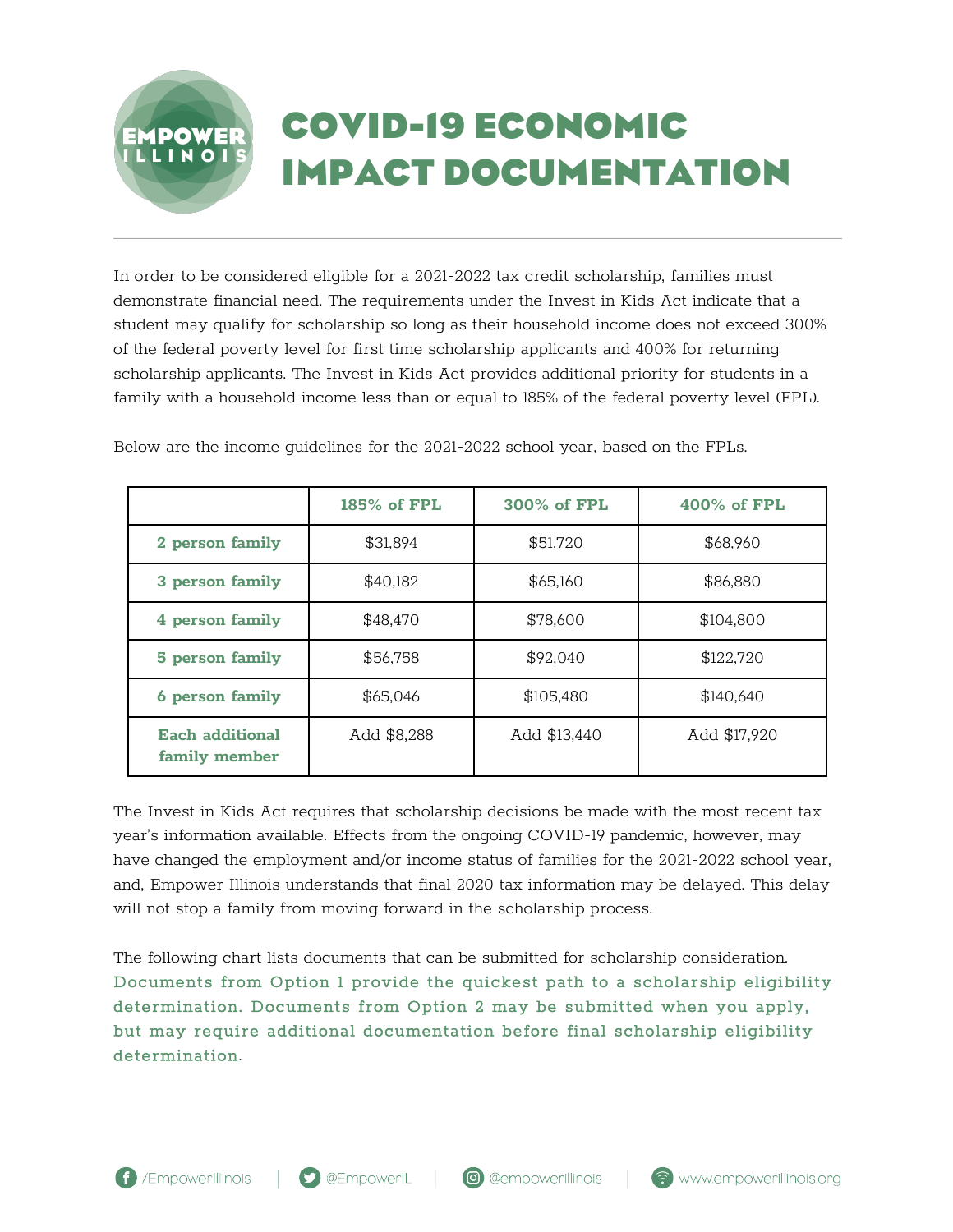# COVID-19 ECONOMIC IMPACT DOCUMENTATION

In order to be considered eligible for a 2021-2022 tax credit scholarship, families must demonstrate financial need. The requirements under the Invest in Kids Act indicate that a student may qualify for scholarship so long as their household income does not exceed 300% of the federal poverty level for first time scholarship applicants and 400% for returning scholarship applicants. The Invest in Kids Act provides additional priority for students in a family with a household income less than or equal to 185% of the federal poverty level (FPL).

Below are the income guidelines for the 2021-2022 school year, based on the FPLs.

| | 185% of FPL | 300% of FPL | 400% of FPL |
|---|---|---|---|
| 2 person family | $31,894 | $51,720 | $68,960 |
| 3 person family | $40,182 | $65,160 | $86,880 |
| 4 person family | $48,470 | $78,600 | $104,800 |
| 5 person family | $56,758 | $92,040 | $122,720 |
| 6 person family | $65,046 | $105,480 | $140,640 |
| Each additional family member | Add $8,288 | Add $13,440 | Add $17,920 |

The Invest in Kids Act requires that scholarship decisions be made with the most recent tax year's information available. Effects from the ongoing COVID-19 pandemic, however, may have changed the employment and/or income status of families for the 2021-2022 school year, and, Empower Illinois understands that final 2020 tax information may be delayed. This delay will not stop a family from moving forward in the scholarship process.

The following chart lists documents that can be submitted for scholarship consideration. **Documents from Option 1 provide the quickest path to a scholarship eligibility determination. Documents from Option 2 may be submitted when you apply, but may require additional documentation before final scholarship eligibility determination.**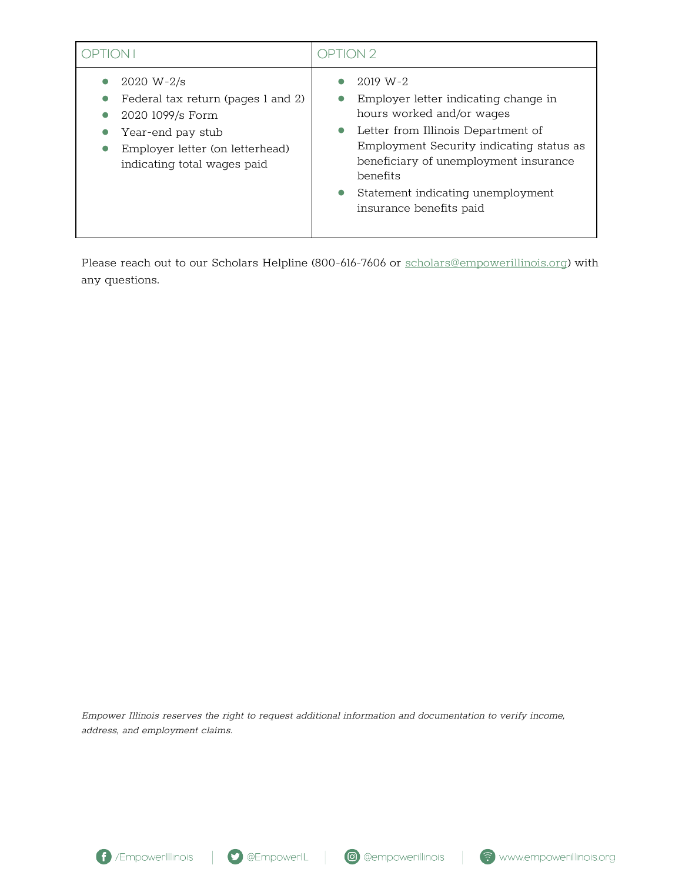| OPTION 1 | OPTION 2 |
|---|---|
| • 2020 W-2/s<br>• Federal tax return (pages 1 and 2)<br>• 2020 1099/s Form<br>• Year-end pay stub<br>• Employer letter (on letterhead) indicating total wages paid | • 2019 W-2<br>• Employer letter indicating change in hours worked and/or wages<br>• Letter from Illinois Department of Employment Security indicating status as beneficiary of unemployment insurance benefits<br>• Statement indicating unemployment insurance benefits paid |

Please reach out to our Scholars Helpline (800-616-7606 or scholars@empowerillinois.org) with any questions.

*Empower Illinois reserves the right to request additional information and documentation to verify income, address, and employment claims.*

/EmpowerIllinois | @EmpowerIL | @empowerillinois | www.empowerillinois.org